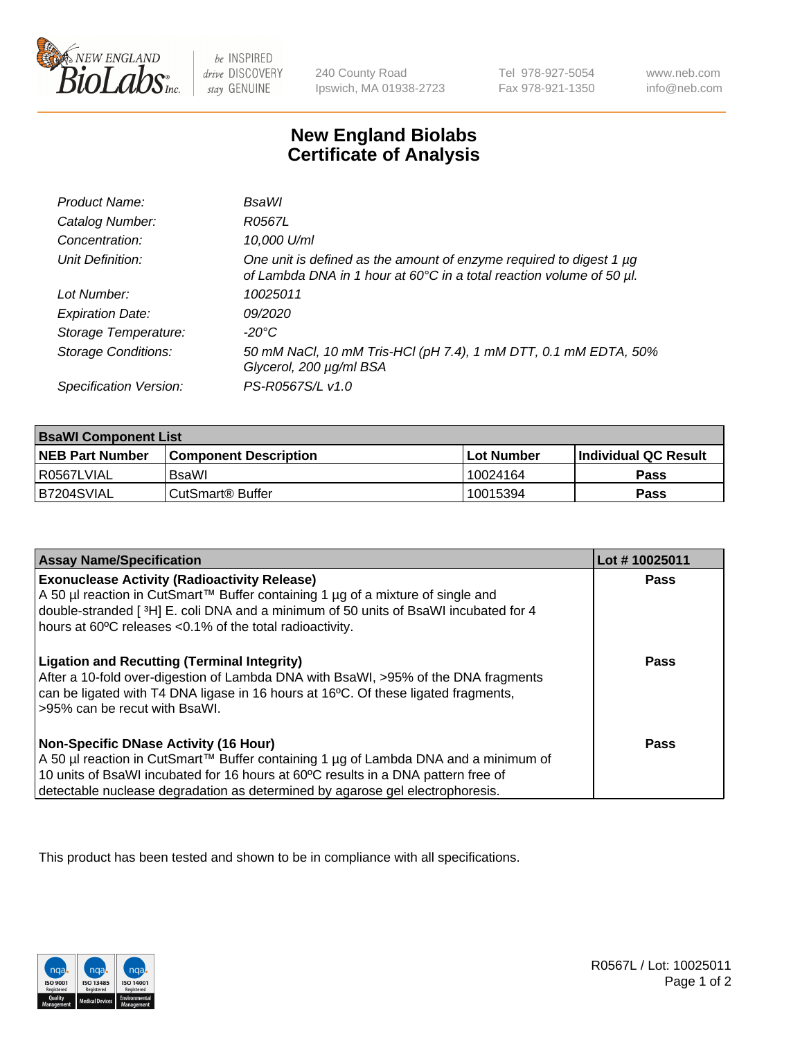# New England Biolabs Certificate of Analysis

| | |
|---|---|
| *Product Name:* | *BsaWI* |
| *Catalog Number:* | *R0567L* |
| *Concentration:* | *10,000 U/ml* |
| *Unit Definition:* | *One unit is defined as the amount of enzyme required to digest 1 µg of Lambda DNA in 1 hour at 60°C in a total reaction volume of 50 µl.* |
| *Lot Number:* | *10025011* |
| *Expiration Date:* | *09/2020* |
| *Storage Temperature:* | *-20°C* |
| *Storage Conditions:* | *50 mM NaCl, 10 mM Tris-HCl (pH 7.4), 1 mM DTT, 0.1 mM EDTA, 50% Glycerol, 200 µg/ml BSA* |
| *Specification Version:* | *PS-R0567S/L v1.0* |

| BsaWI Component List | | | |
|---|---|---|---|
| **NEB Part Number** | **Component Description** | **Lot Number** | **Individual QC Result** |
| R0567LVIAL | BsaWI | 10024164 | **Pass** |
| B7204SVIAL | CutSmart® Buffer | 10015394 | **Pass** |

| Assay Name/Specification | Lot # 10025011 |
|---|---|
| **Exonuclease Activity (Radioactivity Release)** A 50 µl reaction in CutSmart™ Buffer containing 1 µg of a mixture of single and double-stranded [ $^3$H] E. coli DNA and a minimum of 50 units of BsaWI incubated for 4 hours at 60ºC releases <0.1% of the total radioactivity. | **Pass** |
| **Ligation and Recutting (Terminal Integrity)** After a 10-fold over-digestion of Lambda DNA with BsaWI, >95% of the DNA fragments can be ligated with T4 DNA ligase in 16 hours at 16ºC. Of these ligated fragments, >95% can be recut with BsaWI. | **Pass** |
| **Non-Specific DNase Activity (16 Hour)** A 50 µl reaction in CutSmart™ Buffer containing 1 µg of Lambda DNA and a minimum of 10 units of BsaWI incubated for 16 hours at 60ºC results in a DNA pattern free of detectable nuclease degradation as determined by agarose gel electrophoresis. | **Pass** |

This product has been tested and shown to be in compliance with all specifications.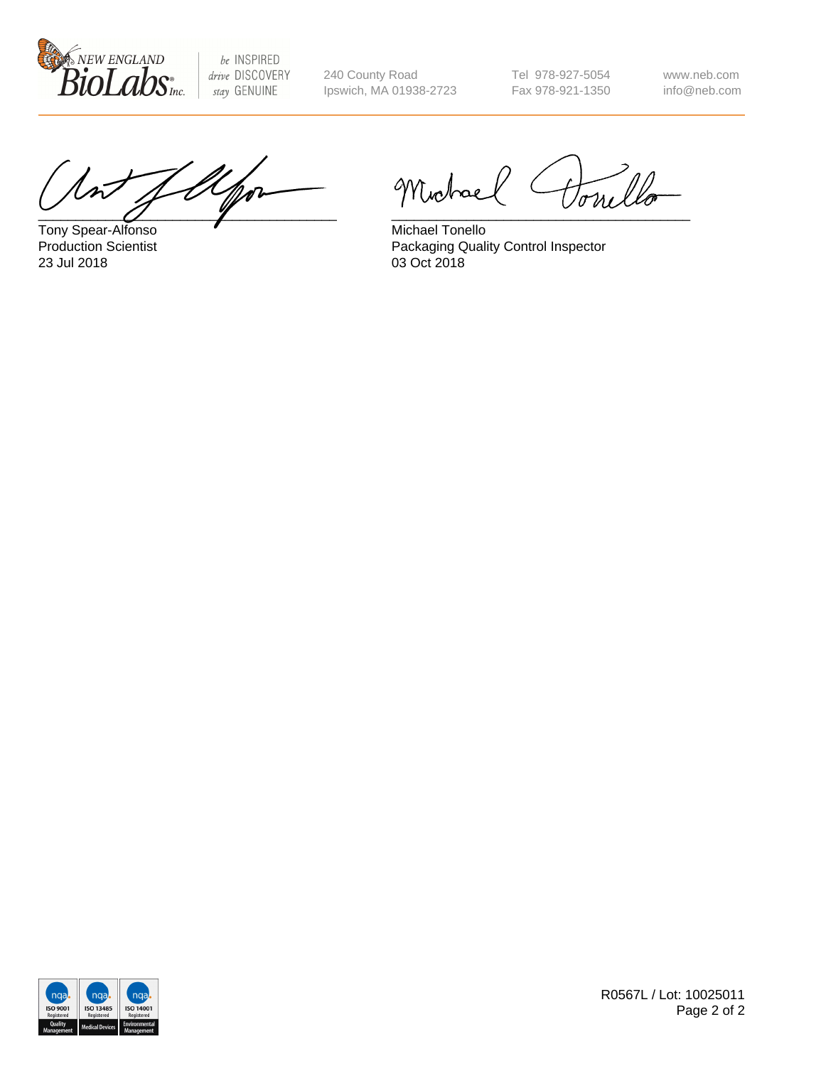Tony Spear-Alfonso
Production Scientist
23 Jul 2018

Michael Tonello
Packaging Quality Control Inspector
03 Oct 2018

R0567L / Lot: 10025011